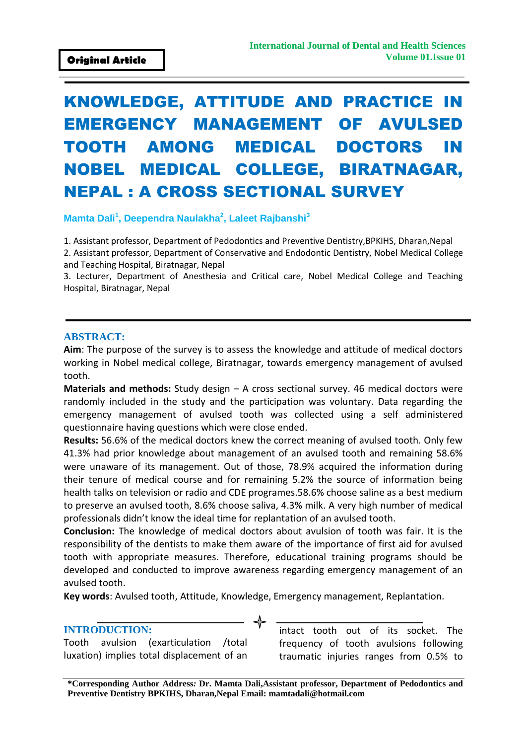**Original Article**

# KNOWLEDGE, ATTITUDE AND PRACTICE IN EMERGENCY MANAGEMENT OF AVULSED TOOTH AMONG MEDICAL DOCTORS IN NOBEL MEDICAL COLLEGE, BIRATNAGAR, NEPAL : A CROSS SECTIONAL SURVEY

**Mamta Dali[1], Deependra Naulakha[2], Laleet Rajbanshi[3]**

1. Assistant professor, Department of Pedodontics and Preventive Dentistry,BPKIHS, Dharan,Nepal
2. Assistant professor, Department of Conservative and Endodontic Dentistry, Nobel Medical College and Teaching Hospital, Biratnagar, Nepal
3. Lecturer, Department of Anesthesia and Critical care, Nobel Medical College and Teaching Hospital, Biratnagar, Nepal

## ABSTRACT:

**Aim**: The purpose of the survey is to assess the knowledge and attitude of medical doctors working in Nobel medical college, Biratnagar, towards emergency management of avulsed tooth.

**Materials and methods:** Study design – A cross sectional survey. 46 medical doctors were randomly included in the study and the participation was voluntary. Data regarding the emergency management of avulsed tooth was collected using a self administered questionnaire having questions which were close ended.

**Results:** 56.6% of the medical doctors knew the correct meaning of avulsed tooth. Only few 41.3% had prior knowledge about management of an avulsed tooth and remaining 58.6% were unaware of its management. Out of those, 78.9% acquired the information during their tenure of medical course and for remaining 5.2% the source of information being health talks on television or radio and CDE programes.58.6% choose saline as a best medium to preserve an avulsed tooth, 8.6% choose saliva, 4.3% milk. A very high number of medical professionals didn't know the ideal time for replantation of an avulsed tooth.

**Conclusion:** The knowledge of medical doctors about avulsion of tooth was fair. It is the responsibility of the dentists to make them aware of the importance of first aid for avulsed tooth with appropriate measures. Therefore, educational training programs should be developed and conducted to improve awareness regarding emergency management of an avulsed tooth.

**Key words**: Avulsed tooth, Attitude, Knowledge, Emergency management, Replantation.

## INTRODUCTION:

Tooth avulsion (exarticulation /total luxation) implies total displacement of an intact tooth out of its socket. The frequency of tooth avulsions following traumatic injuries ranges from 0.5% to

**\*Corresponding Author Address: Dr. Mamta Dali,Assistant professor, Department of Pedodontics and Preventive Dentistry BPKIHS, Dharan,Nepal Email: mamtadali@hotmail.com**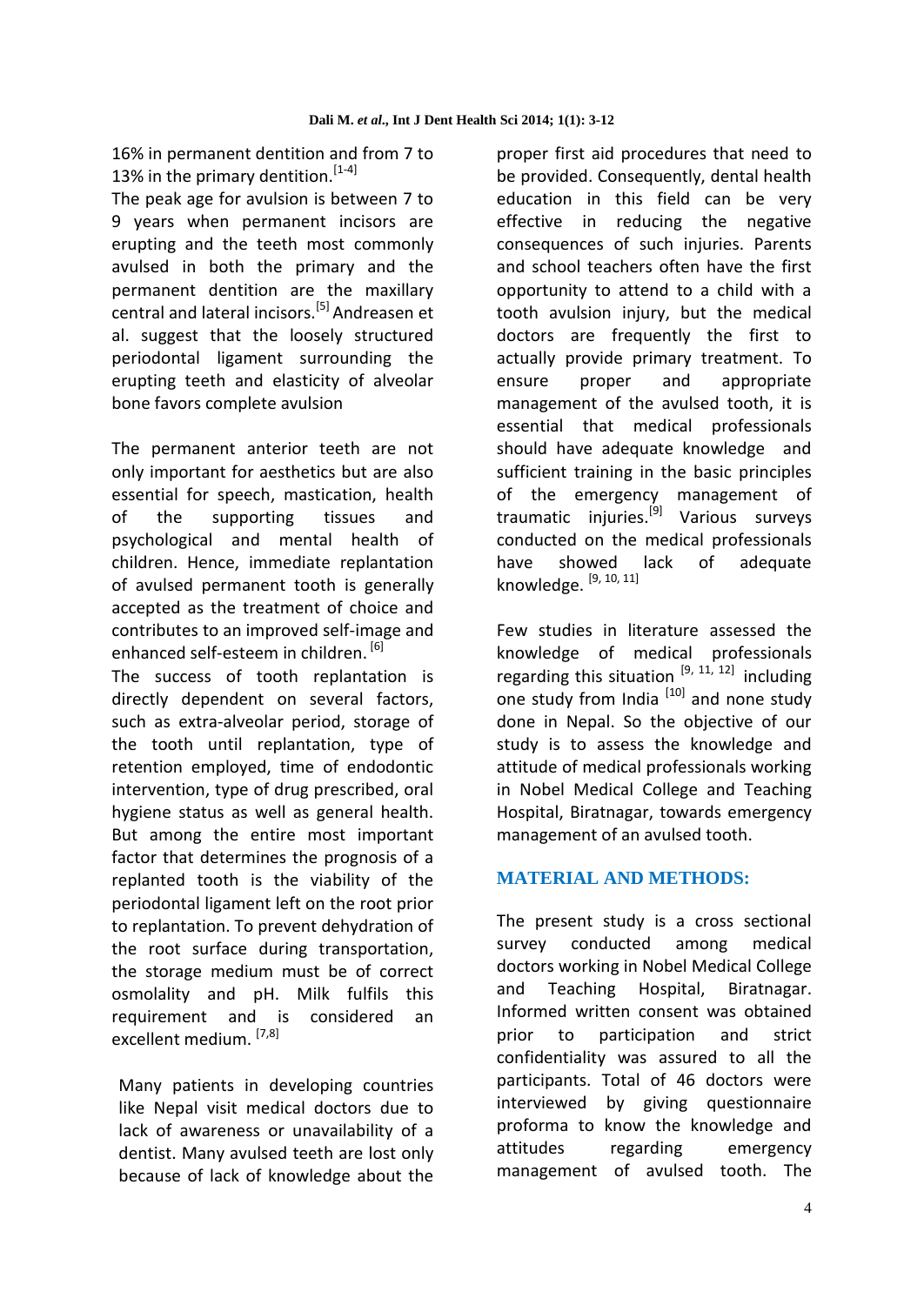16% in permanent dentition and from 7 to 13% in the primary dentition.[1-4]

The peak age for avulsion is between 7 to 9 years when permanent incisors are erupting and the teeth most commonly avulsed in both the primary and the permanent dentition are the maxillary central and lateral incisors.[5] Andreasen et al. suggest that the loosely structured periodontal ligament surrounding the erupting teeth and elasticity of alveolar bone favors complete avulsion

The permanent anterior teeth are not only important for aesthetics but are also essential for speech, mastication, health of the supporting tissues and psychological and mental health of children. Hence, immediate replantation of avulsed permanent tooth is generally accepted as the treatment of choice and contributes to an improved self-image and enhanced self-esteem in children. [6]

The success of tooth replantation is directly dependent on several factors, such as extra-alveolar period, storage of the tooth until replantation, type of retention employed, time of endodontic intervention, type of drug prescribed, oral hygiene status as well as general health. But among the entire most important factor that determines the prognosis of a replanted tooth is the viability of the periodontal ligament left on the root prior to replantation. To prevent dehydration of the root surface during transportation, the storage medium must be of correct osmolality and pH. Milk fulfils this requirement and is considered an excellent medium. [7,8]

Many patients in developing countries like Nepal visit medical doctors due to lack of awareness or unavailability of a dentist. Many avulsed teeth are lost only because of lack of knowledge about the proper first aid procedures that need to be provided. Consequently, dental health education in this field can be very effective in reducing the negative consequences of such injuries. Parents and school teachers often have the first opportunity to attend to a child with a tooth avulsion injury, but the medical doctors are frequently the first to actually provide primary treatment. To ensure proper and appropriate management of the avulsed tooth, it is essential that medical professionals should have adequate knowledge and sufficient training in the basic principles of the emergency management of traumatic injuries.[9] Various surveys conducted on the medical professionals have showed lack of adequate knowledge. [9, 10, 11]

Few studies in literature assessed the knowledge of medical professionals regarding this situation [9, 11, 12] including one study from India [10] and none study done in Nepal. So the objective of our study is to assess the knowledge and attitude of medical professionals working in Nobel Medical College and Teaching Hospital, Biratnagar, towards emergency management of an avulsed tooth.

## MATERIAL AND METHODS:

The present study is a cross sectional survey conducted among medical doctors working in Nobel Medical College and Teaching Hospital, Biratnagar. Informed written consent was obtained prior to participation and strict confidentiality was assured to all the participants. Total of 46 doctors were interviewed by giving questionnaire proforma to know the knowledge and attitudes regarding emergency management of avulsed tooth. The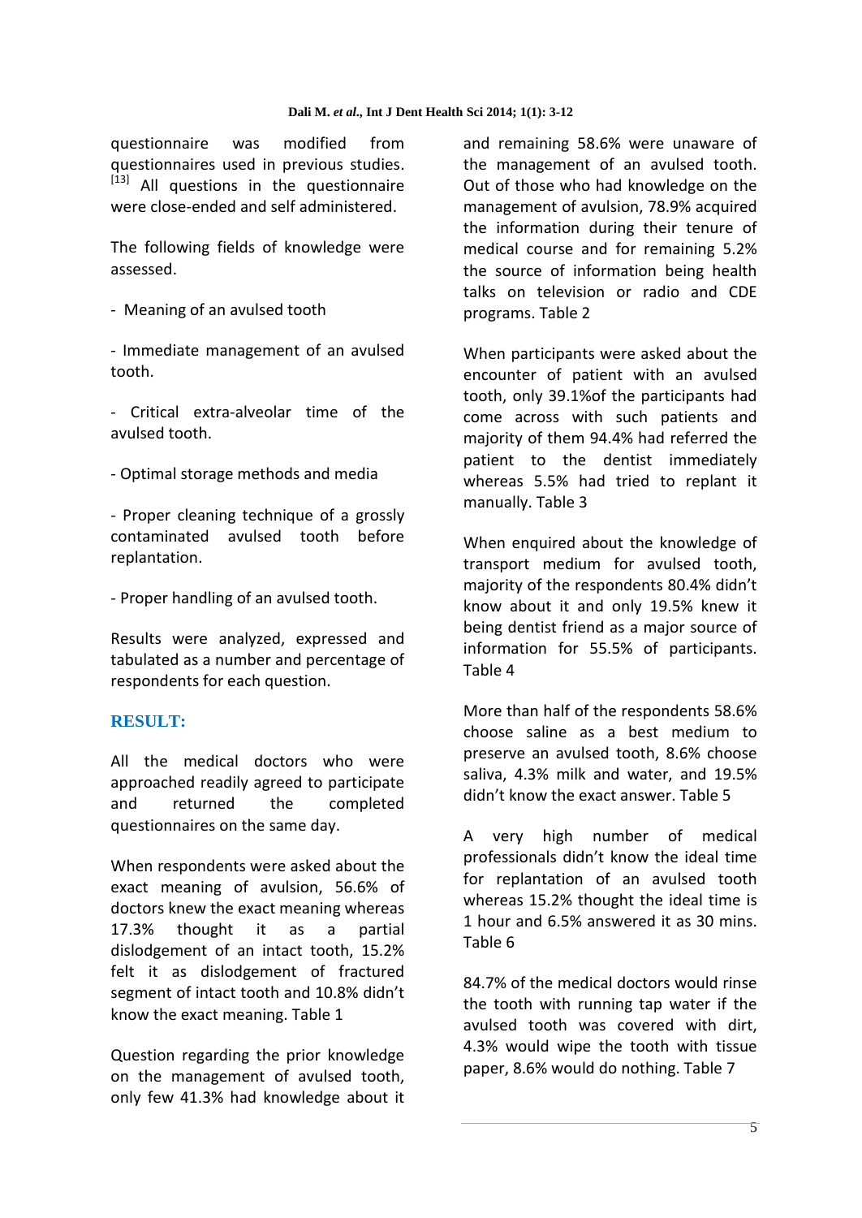questionnaire was modified from questionnaires used in previous studies. [13] All questions in the questionnaire were close-ended and self administered.

The following fields of knowledge were assessed.

- Meaning of an avulsed tooth
- Immediate management of an avulsed tooth.
- Critical extra-alveolar time of the avulsed tooth.
- Optimal storage methods and media
- Proper cleaning technique of a grossly contaminated avulsed tooth before replantation.
- Proper handling of an avulsed tooth.

Results were analyzed, expressed and tabulated as a number and percentage of respondents for each question.

## RESULT:

All the medical doctors who were approached readily agreed to participate and returned the completed questionnaires on the same day.

When respondents were asked about the exact meaning of avulsion, 56.6% of doctors knew the exact meaning whereas 17.3% thought it as a partial dislodgement of an intact tooth, 15.2% felt it as dislodgement of fractured segment of intact tooth and 10.8% didn't know the exact meaning. Table 1

Question regarding the prior knowledge on the management of avulsed tooth, only few 41.3% had knowledge about it and remaining 58.6% were unaware of the management of an avulsed tooth. Out of those who had knowledge on the management of avulsion, 78.9% acquired the information during their tenure of medical course and for remaining 5.2% the source of information being health talks on television or radio and CDE programs. Table 2

When participants were asked about the encounter of patient with an avulsed tooth, only 39.1%of the participants had come across with such patients and majority of them 94.4% had referred the patient to the dentist immediately whereas 5.5% had tried to replant it manually. Table 3

When enquired about the knowledge of transport medium for avulsed tooth, majority of the respondents 80.4% didn't know about it and only 19.5% knew it being dentist friend as a major source of information for 55.5% of participants. Table 4

More than half of the respondents 58.6% choose saline as a best medium to preserve an avulsed tooth, 8.6% choose saliva, 4.3% milk and water, and 19.5% didn't know the exact answer. Table 5

A very high number of medical professionals didn't know the ideal time for replantation of an avulsed tooth whereas 15.2% thought the ideal time is 1 hour and 6.5% answered it as 30 mins. Table 6

84.7% of the medical doctors would rinse the tooth with running tap water if the avulsed tooth was covered with dirt, 4.3% would wipe the tooth with tissue paper, 8.6% would do nothing. Table 7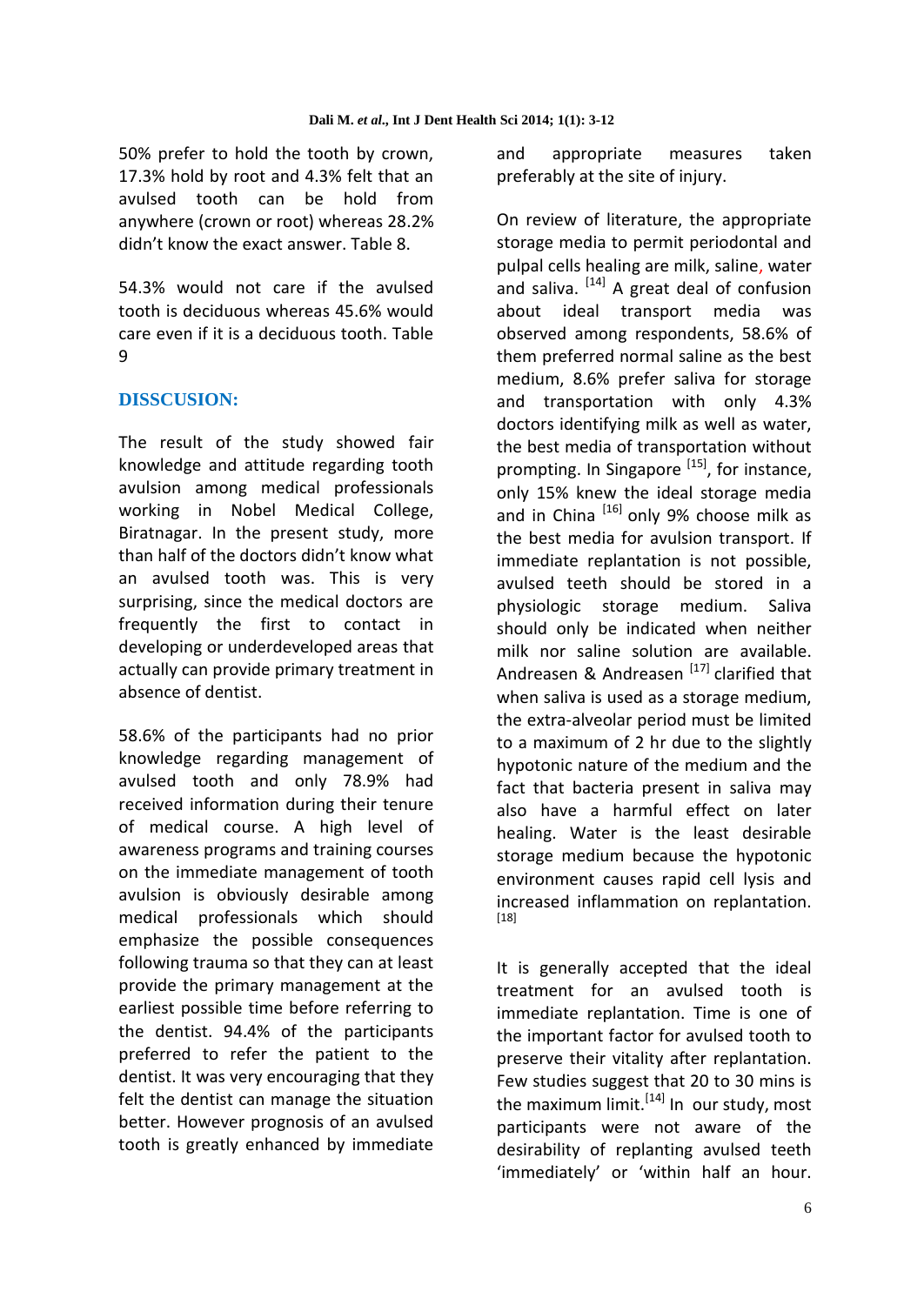50% prefer to hold the tooth by crown, 17.3% hold by root and 4.3% felt that an avulsed tooth can be hold from anywhere (crown or root) whereas 28.2% didn't know the exact answer. Table 8.

54.3% would not care if the avulsed tooth is deciduous whereas 45.6% would care even if it is a deciduous tooth. Table 9

## DISSCUSION:

The result of the study showed fair knowledge and attitude regarding tooth avulsion among medical professionals working in Nobel Medical College, Biratnagar. In the present study, more than half of the doctors didn't know what an avulsed tooth was. This is very surprising, since the medical doctors are frequently the first to contact in developing or underdeveloped areas that actually can provide primary treatment in absence of dentist.

58.6% of the participants had no prior knowledge regarding management of avulsed tooth and only 78.9% had received information during their tenure of medical course. A high level of awareness programs and training courses on the immediate management of tooth avulsion is obviously desirable among medical professionals which should emphasize the possible consequences following trauma so that they can at least provide the primary management at the earliest possible time before referring to the dentist. 94.4% of the participants preferred to refer the patient to the dentist. It was very encouraging that they felt the dentist can manage the situation better. However prognosis of an avulsed tooth is greatly enhanced by immediate and appropriate measures taken preferably at the site of injury.

On review of literature, the appropriate storage media to permit periodontal and pulpal cells healing are milk, saline, water and saliva. [14] A great deal of confusion about ideal transport media was observed among respondents, 58.6% of them preferred normal saline as the best medium, 8.6% prefer saliva for storage and transportation with only 4.3% doctors identifying milk as well as water, the best media of transportation without prompting. In Singapore [15], for instance, only 15% knew the ideal storage media and in China [16] only 9% choose milk as the best media for avulsion transport. If immediate replantation is not possible, avulsed teeth should be stored in a physiologic storage medium. Saliva should only be indicated when neither milk nor saline solution are available. Andreasen & Andreasen [17] clarified that when saliva is used as a storage medium, the extra-alveolar period must be limited to a maximum of 2 hr due to the slightly hypotonic nature of the medium and the fact that bacteria present in saliva may also have a harmful effect on later healing. Water is the least desirable storage medium because the hypotonic environment causes rapid cell lysis and increased inflammation on replantation. [18]

It is generally accepted that the ideal treatment for an avulsed tooth is immediate replantation. Time is one of the important factor for avulsed tooth to preserve their vitality after replantation. Few studies suggest that 20 to 30 mins is the maximum limit.[14] In our study, most participants were not aware of the desirability of replanting avulsed teeth 'immediately' or 'within half an hour.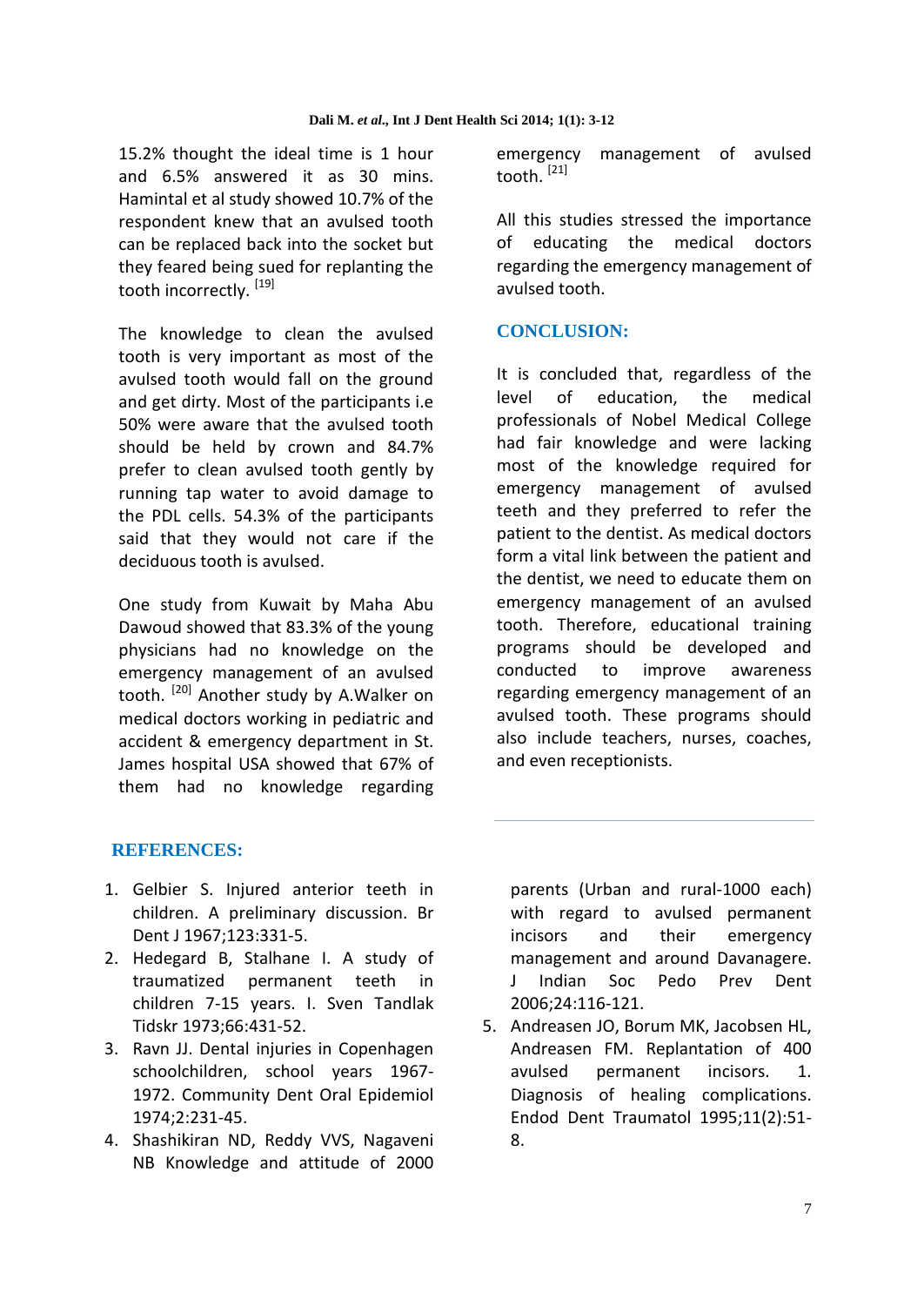15.2% thought the ideal time is 1 hour and 6.5% answered it as 30 mins. Hamintal et al study showed 10.7% of the respondent knew that an avulsed tooth can be replaced back into the socket but they feared being sued for replanting the tooth incorrectly. [19]

The knowledge to clean the avulsed tooth is very important as most of the avulsed tooth would fall on the ground and get dirty. Most of the participants i.e 50% were aware that the avulsed tooth should be held by crown and 84.7% prefer to clean avulsed tooth gently by running tap water to avoid damage to the PDL cells. 54.3% of the participants said that they would not care if the deciduous tooth is avulsed.

One study from Kuwait by Maha Abu Dawoud showed that 83.3% of the young physicians had no knowledge on the emergency management of an avulsed tooth. [20] Another study by A.Walker on medical doctors working in pediatric and accident & emergency department in St. James hospital USA showed that 67% of them had no knowledge regarding emergency management of avulsed tooth. [21]

All this studies stressed the importance of educating the medical doctors regarding the emergency management of avulsed tooth.

## CONCLUSION:

It is concluded that, regardless of the level of education, the medical professionals of Nobel Medical College had fair knowledge and were lacking most of the knowledge required for emergency management of avulsed teeth and they preferred to refer the patient to the dentist. As medical doctors form a vital link between the patient and the dentist, we need to educate them on emergency management of an avulsed tooth. Therefore, educational training programs should be developed and conducted to improve awareness regarding emergency management of an avulsed tooth. These programs should also include teachers, nurses, coaches, and even receptionists.

## REFERENCES:

1. Gelbier S. Injured anterior teeth in children. A preliminary discussion. Br Dent J 1967;123:331-5.
2. Hedegard B, Stalhane I. A study of traumatized permanent teeth in children 7-15 years. I. Sven Tandlak Tidskr 1973;66:431-52.
3. Ravn JJ. Dental injuries in Copenhagen schoolchildren, school years 1967-1972. Community Dent Oral Epidemiol 1974;2:231-45.
4. Shashikiran ND, Reddy VVS, Nagaveni NB Knowledge and attitude of 2000 parents (Urban and rural-1000 each) with regard to avulsed permanent incisors and their emergency management and around Davanagere. J Indian Soc Pedo Prev Dent 2006;24:116-121.
5. Andreasen JO, Borum MK, Jacobsen HL, Andreasen FM. Replantation of 400 avulsed permanent incisors. 1. Diagnosis of healing complications. Endod Dent Traumatol 1995;11(2):51-8.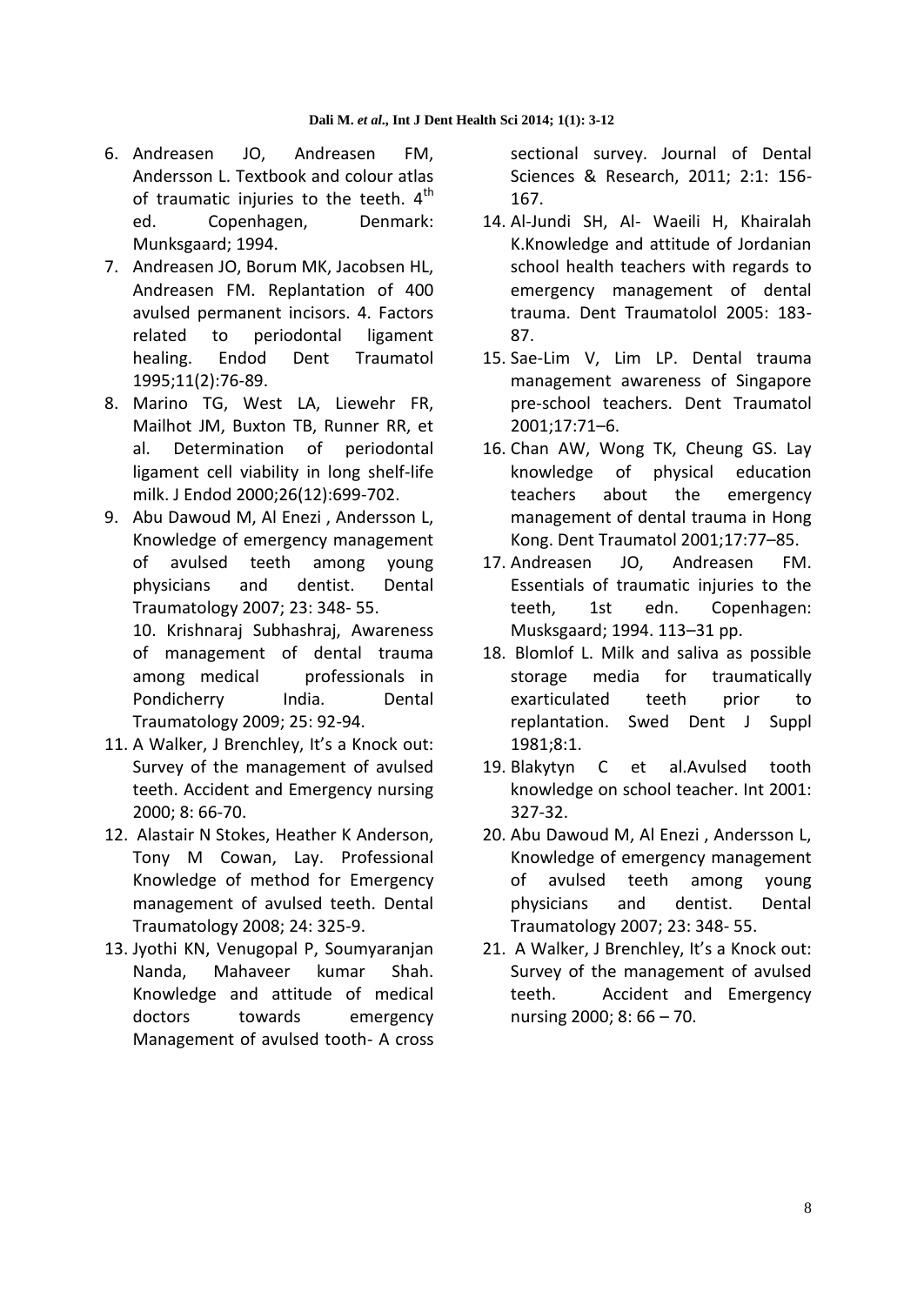6. Andreasen JO, Andreasen FM, Andersson L. Textbook and colour atlas of traumatic injuries to the teeth. 4th ed. Copenhagen, Denmark: Munksgaard; 1994.
7. Andreasen JO, Borum MK, Jacobsen HL, Andreasen FM. Replantation of 400 avulsed permanent incisors. 4. Factors related to periodontal ligament healing. Endod Dent Traumatol 1995;11(2):76-89.
8. Marino TG, West LA, Liewehr FR, Mailhot JM, Buxton TB, Runner RR, et al. Determination of periodontal ligament cell viability in long shelf-life milk. J Endod 2000;26(12):699-702.
9. Abu Dawoud M, Al Enezi , Andersson L, Knowledge of emergency management of avulsed teeth among young physicians and dentist. Dental Traumatology 2007; 23: 348- 55.
   10. Krishnaraj Subhashraj, Awareness of management of dental trauma among medical professionals in Pondicherry India. Dental Traumatology 2009; 25: 92-94.
11. A Walker, J Brenchley, It's a Knock out: Survey of the management of avulsed teeth. Accident and Emergency nursing 2000; 8: 66-70.
12. Alastair N Stokes, Heather K Anderson, Tony M Cowan, Lay. Professional Knowledge of method for Emergency management of avulsed teeth. Dental Traumatology 2008; 24: 325-9.
13. Jyothi KN, Venugopal P, Soumyaranjan Nanda, Mahaveer kumar Shah. Knowledge and attitude of medical doctors towards emergency Management of avulsed tooth- A cross sectional survey. Journal of Dental Sciences & Research, 2011; 2:1: 156-167.
14. Al-Jundi SH, Al- Waeili H, Khairalah K.Knowledge and attitude of Jordanian school health teachers with regards to emergency management of dental trauma. Dent Traumatolol 2005: 183-87.
15. Sae-Lim V, Lim LP. Dental trauma management awareness of Singapore pre-school teachers. Dent Traumatol 2001;17:71–6.
16. Chan AW, Wong TK, Cheung GS. Lay knowledge of physical education teachers about the emergency management of dental trauma in Hong Kong. Dent Traumatol 2001;17:77–85.
17. Andreasen JO, Andreasen FM. Essentials of traumatic injuries to the teeth, 1st edn. Copenhagen: Musksgaard; 1994. 113–31 pp.
18. Blomlof L. Milk and saliva as possible storage media for traumatically exarticulated teeth prior to replantation. Swed Dent J Suppl 1981;8:1.
19. Blakytyn C et al.Avulsed tooth knowledge on school teacher. Int 2001: 327-32.
20. Abu Dawoud M, Al Enezi , Andersson L, Knowledge of emergency management of avulsed teeth among young physicians and dentist. Dental Traumatology 2007; 23: 348- 55.
21. A Walker, J Brenchley, It's a Knock out: Survey of the management of avulsed teeth. Accident and Emergency nursing 2000; 8: 66 – 70.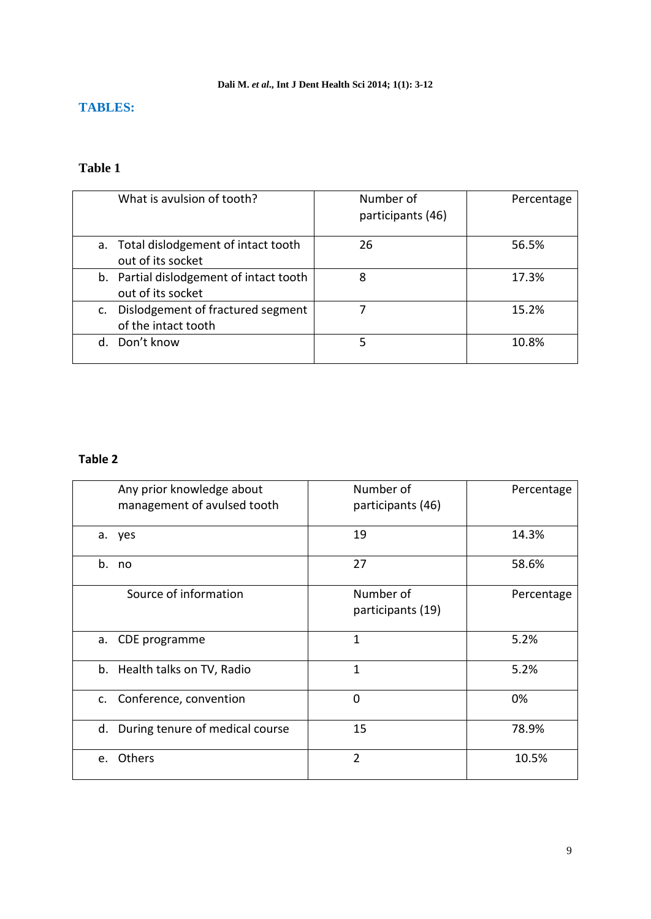## TABLES:

### Table 1

| What is avulsion of tooth? | Number of participants (46) | Percentage |
|---|---|---|
| a. Total dislodgement of intact tooth out of its socket | 26 | 56.5% |
| b. Partial dislodgement of intact tooth out of its socket | 8 | 17.3% |
| c. Dislodgement of fractured segment of the intact tooth | 7 | 15.2% |
| d. Don't know | 5 | 10.8% |

### Table 2

| Any prior knowledge about management of avulsed tooth | Number of participants (46) | Percentage |
|---|---|---|
| a. yes | 19 | 14.3% |
| b. no | 27 | 58.6% |
| Source of information | Number of participants (19) | Percentage |
| a. CDE programme | 1 | 5.2% |
| b. Health talks on TV, Radio | 1 | 5.2% |
| c. Conference, convention | 0 | 0% |
| d. During tenure of medical course | 15 | 78.9% |
| e. Others | 2 | 10.5% |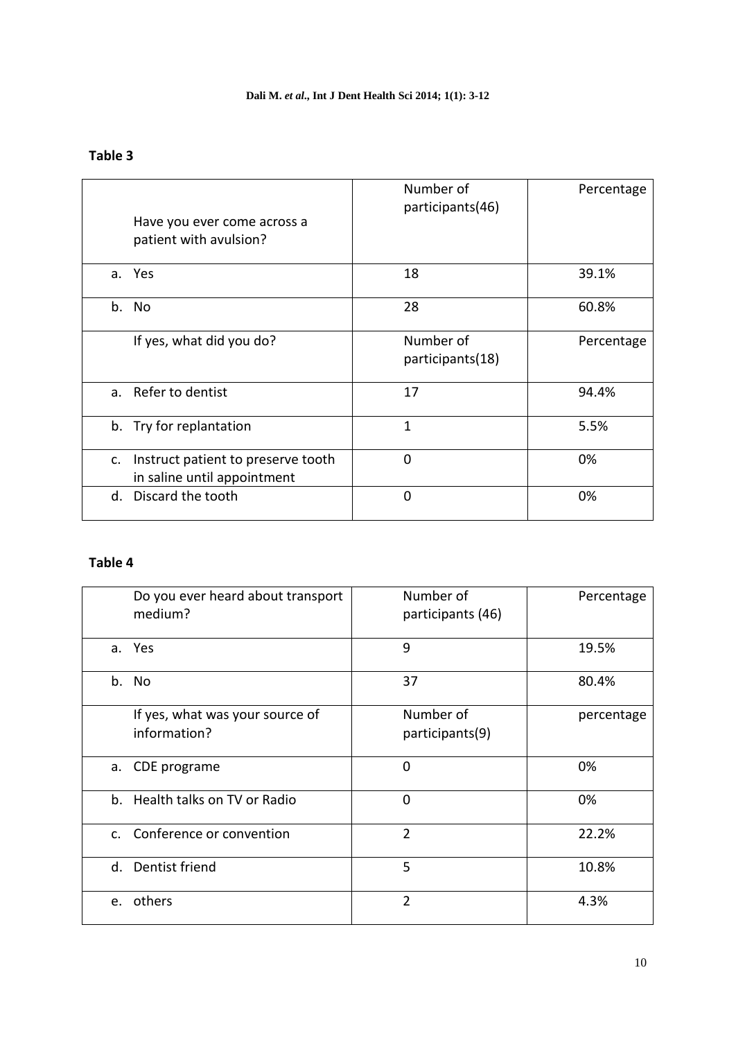**Table 3**

| Have you ever come across a patient with avulsion? | Number of participants(46) | Percentage |
|---|---|---|
| a. Yes | 18 | 39.1% |
| b. No | 28 | 60.8% |
| If yes, what did you do? | Number of participants(18) | Percentage |
| a. Refer to dentist | 17 | 94.4% |
| b. Try for replantation | 1 | 5.5% |
| c. Instruct patient to preserve tooth in saline until appointment | 0 | 0% |
| d. Discard the tooth | 0 | 0% |

**Table 4**

| Do you ever heard about transport medium? | Number of participants (46) | Percentage |
|---|---|---|
| a. Yes | 9 | 19.5% |
| b. No | 37 | 80.4% |
| If yes, what was your source of information? | Number of participants(9) | percentage |
| a. CDE programe | 0 | 0% |
| b. Health talks on TV or Radio | 0 | 0% |
| c. Conference or convention | 2 | 22.2% |
| d. Dentist friend | 5 | 10.8% |
| e. others | 2 | 4.3% |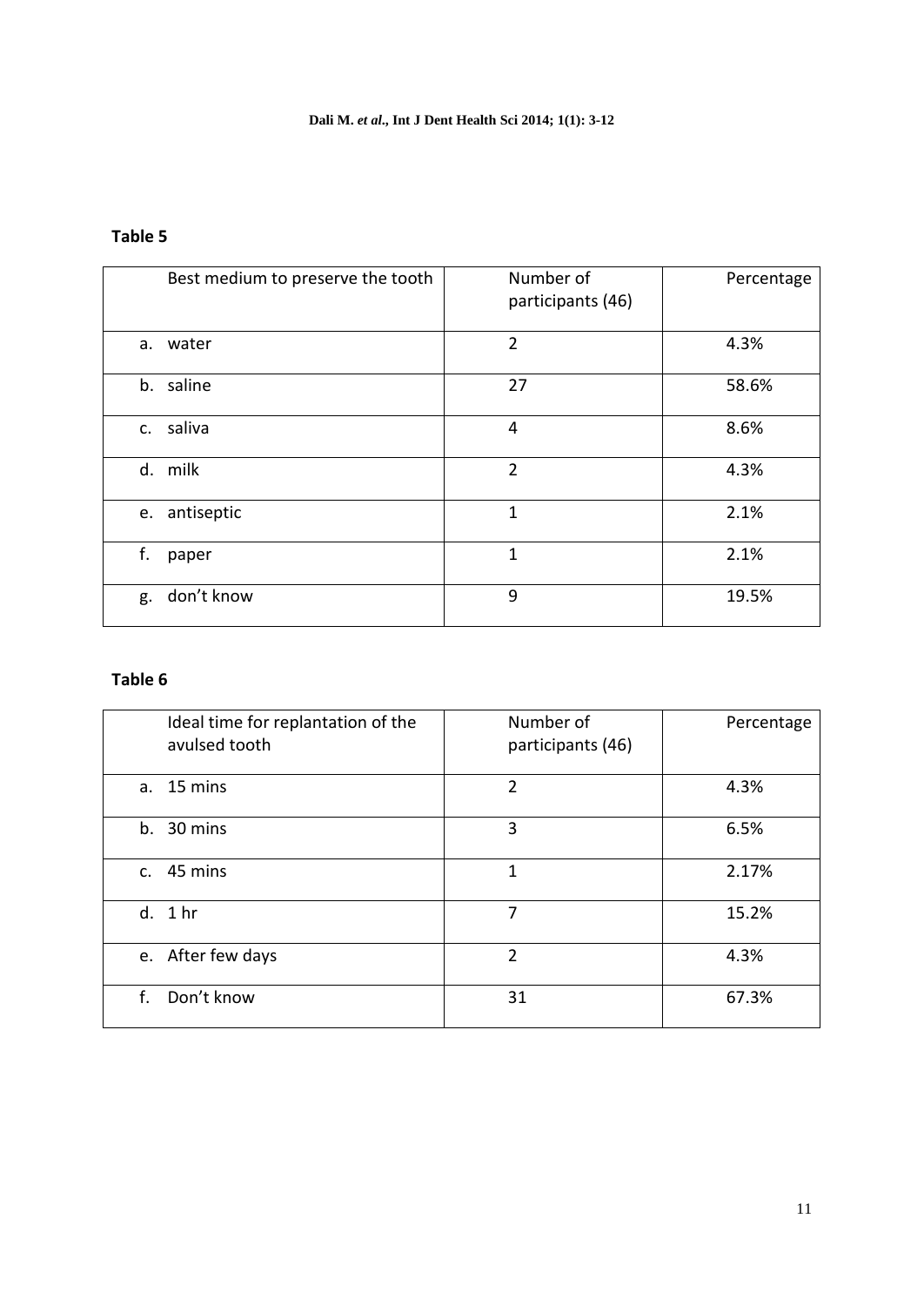**Table 5**

| Best medium to preserve the tooth | Number of participants (46) | Percentage |
|---|---|---|
| a. water | 2 | 4.3% |
| b. saline | 27 | 58.6% |
| c. saliva | 4 | 8.6% |
| d. milk | 2 | 4.3% |
| e. antiseptic | 1 | 2.1% |
| f. paper | 1 | 2.1% |
| g. don't know | 9 | 19.5% |

**Table 6**

| Ideal time for replantation of the avulsed tooth | Number of participants (46) | Percentage |
|---|---|---|
| a. 15 mins | 2 | 4.3% |
| b. 30 mins | 3 | 6.5% |
| c. 45 mins | 1 | 2.17% |
| d. 1 hr | 7 | 15.2% |
| e. After few days | 2 | 4.3% |
| f. Don't know | 31 | 67.3% |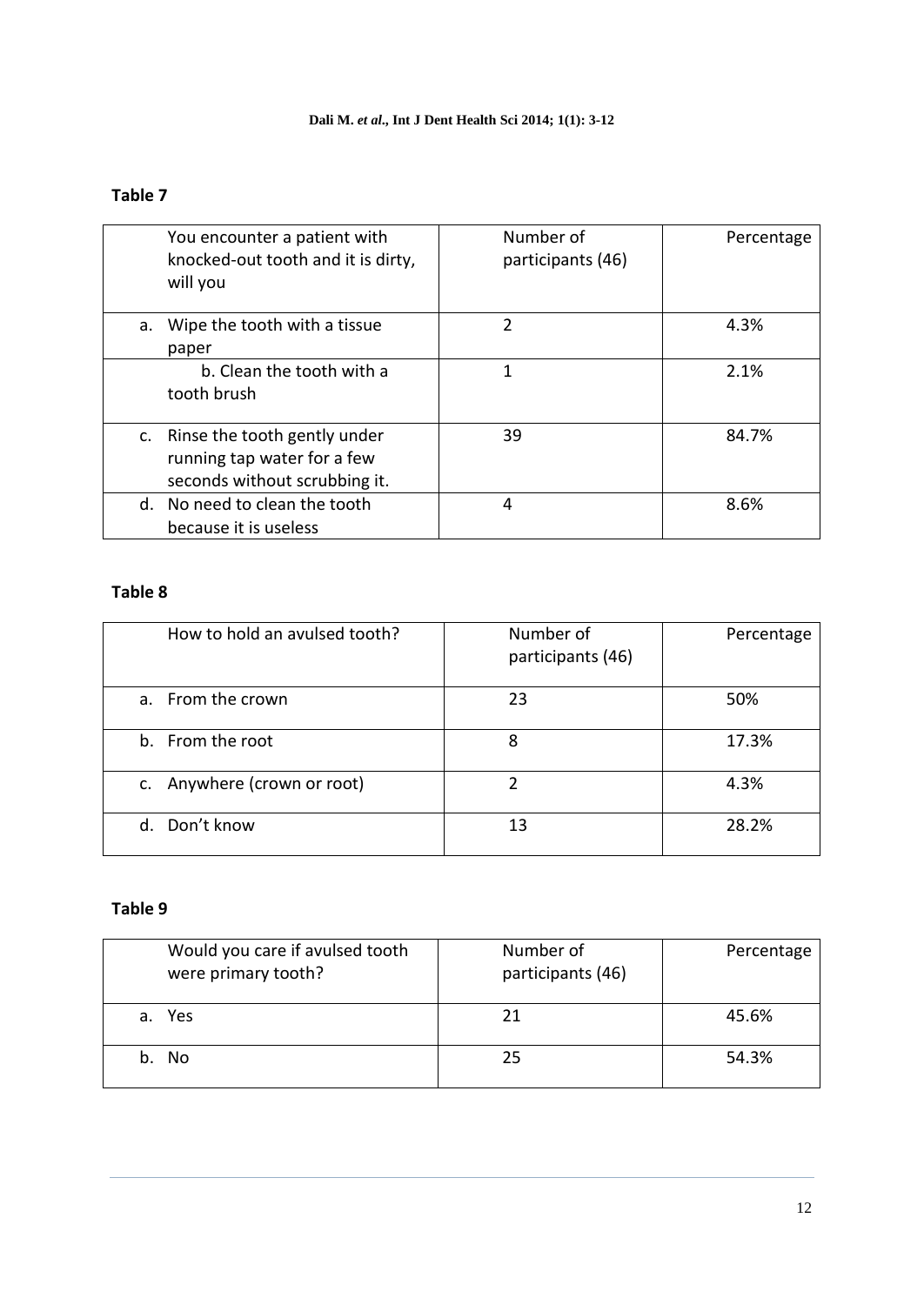**Table 7**

| You encounter a patient with knocked-out tooth and it is dirty, will you | Number of participants (46) | Percentage |
|---|---|---|
| a. Wipe the tooth with a tissue paper | 2 | 4.3% |
| b. Clean the tooth with a tooth brush | 1 | 2.1% |
| c. Rinse the tooth gently under running tap water for a few seconds without scrubbing it. | 39 | 84.7% |
| d. No need to clean the tooth because it is useless | 4 | 8.6% |

**Table 8**

| How to hold an avulsed tooth? | Number of participants (46) | Percentage |
|---|---|---|
| a. From the crown | 23 | 50% |
| b. From the root | 8 | 17.3% |
| c. Anywhere (crown or root) | 2 | 4.3% |
| d. Don't know | 13 | 28.2% |

**Table 9**

| Would you care if avulsed tooth were primary tooth? | Number of participants (46) | Percentage |
|---|---|---|
| a. Yes | 21 | 45.6% |
| b. No | 25 | 54.3% |